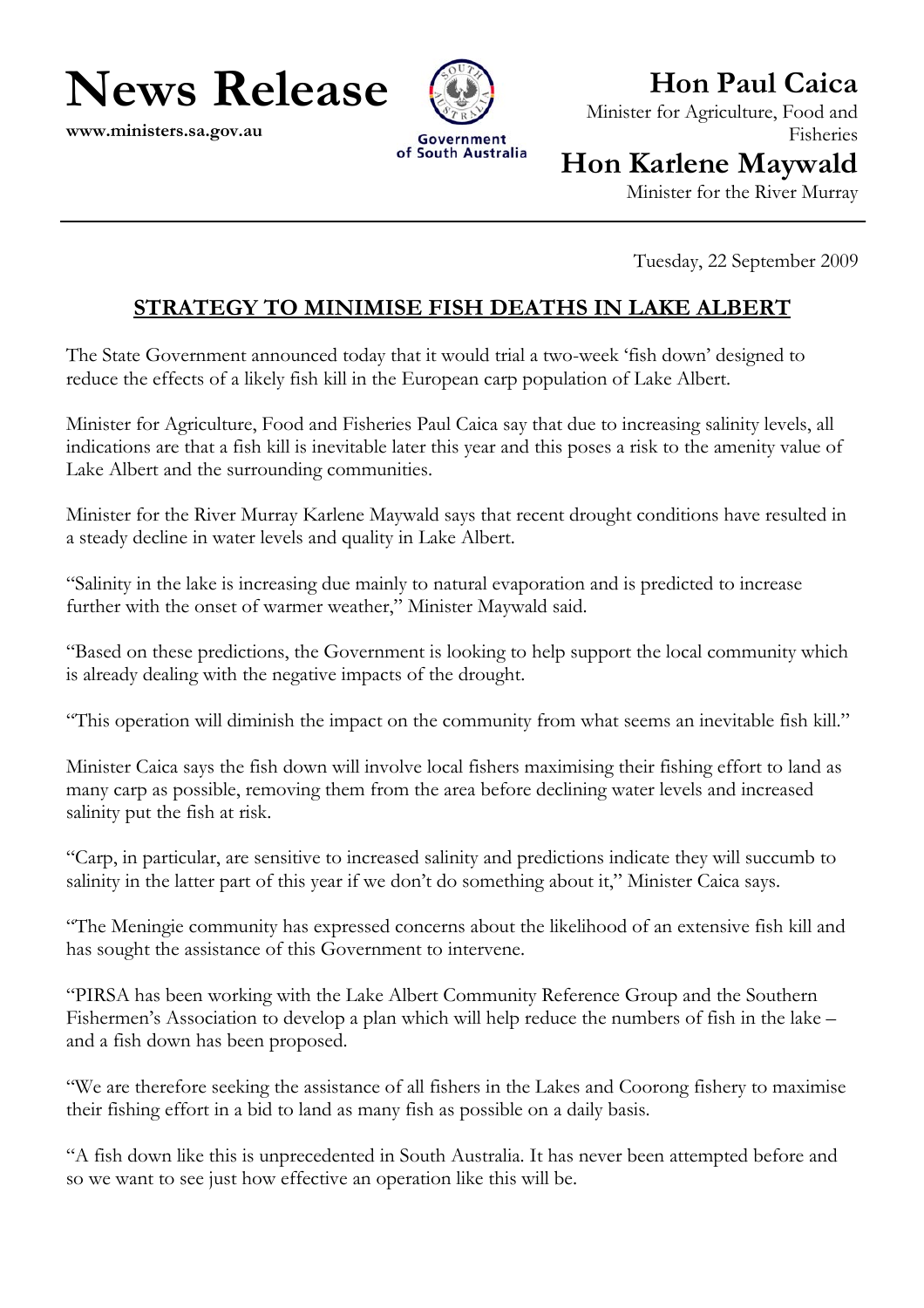# News Release

**www.ministers.sa.gov.au**

Government of South Australia

## Hon Paul Caica

Minister for Agriculture, Food and Fisheries

## Hon Karlene Maywald

Minister for the River Murray

---

Tuesday, 22 September 2009

## STRATEGY TO MINIMISE FISH DEATHS IN LAKE ALBERT

The State Government announced today that it would trial a two-week 'fish down' designed to reduce the effects of a likely fish kill in the European carp population of Lake Albert.

Minister for Agriculture, Food and Fisheries Paul Caica say that due to increasing salinity levels, all indications are that a fish kill is inevitable later this year and this poses a risk to the amenity value of Lake Albert and the surrounding communities.

Minister for the River Murray Karlene Maywald says that recent drought conditions have resulted in a steady decline in water levels and quality in Lake Albert.

"Salinity in the lake is increasing due mainly to natural evaporation and is predicted to increase further with the onset of warmer weather," Minister Maywald said.

"Based on these predictions, the Government is looking to help support the local community which is already dealing with the negative impacts of the drought.

"This operation will diminish the impact on the community from what seems an inevitable fish kill."

Minister Caica says the fish down will involve local fishers maximising their fishing effort to land as many carp as possible, removing them from the area before declining water levels and increased salinity put the fish at risk.

"Carp, in particular, are sensitive to increased salinity and predictions indicate they will succumb to salinity in the latter part of this year if we don't do something about it," Minister Caica says.

"The Meningie community has expressed concerns about the likelihood of an extensive fish kill and has sought the assistance of this Government to intervene.

"PIRSA has been working with the Lake Albert Community Reference Group and the Southern Fishermen's Association to develop a plan which will help reduce the numbers of fish in the lake – and a fish down has been proposed.

"We are therefore seeking the assistance of all fishers in the Lakes and Coorong fishery to maximise their fishing effort in a bid to land as many fish as possible on a daily basis.

"A fish down like this is unprecedented in South Australia. It has never been attempted before and so we want to see just how effective an operation like this will be.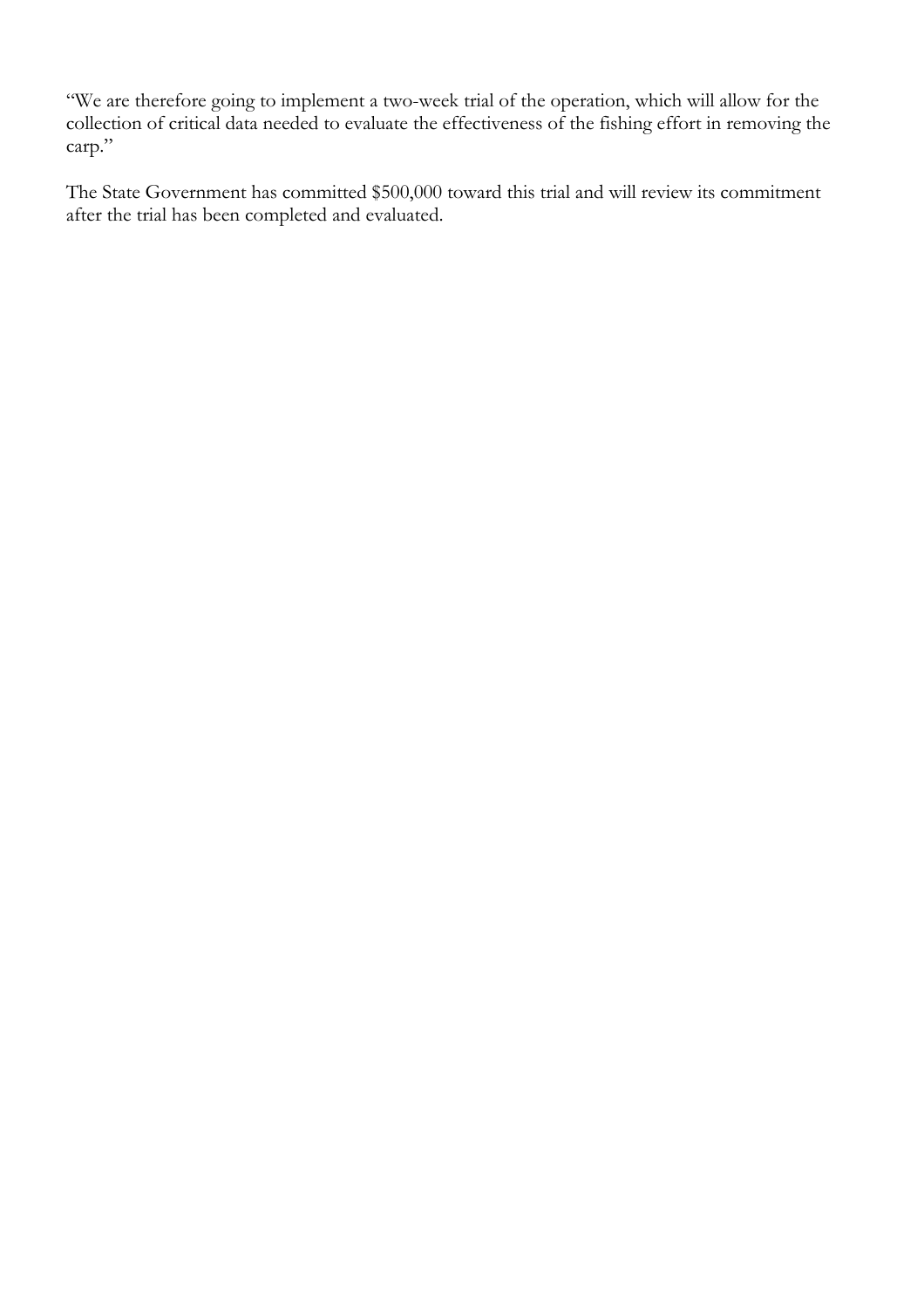"We are therefore going to implement a two-week trial of the operation, which will allow for the collection of critical data needed to evaluate the effectiveness of the fishing effort in removing the carp."

The State Government has committed $500,000 toward this trial and will review its commitment after the trial has been completed and evaluated.